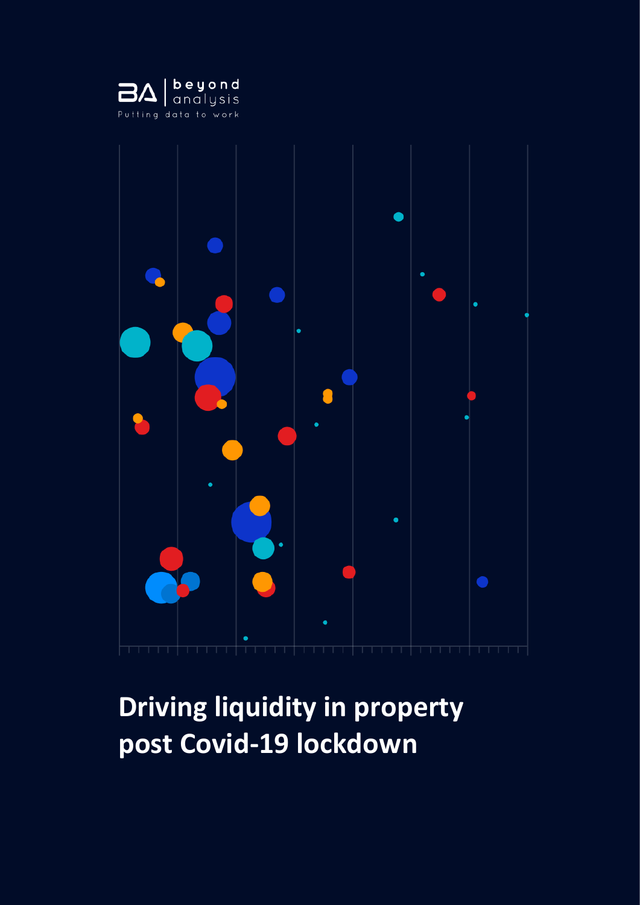beyond analysis

Putting data to work

# Driving liquidity in property post Covid-19 lockdown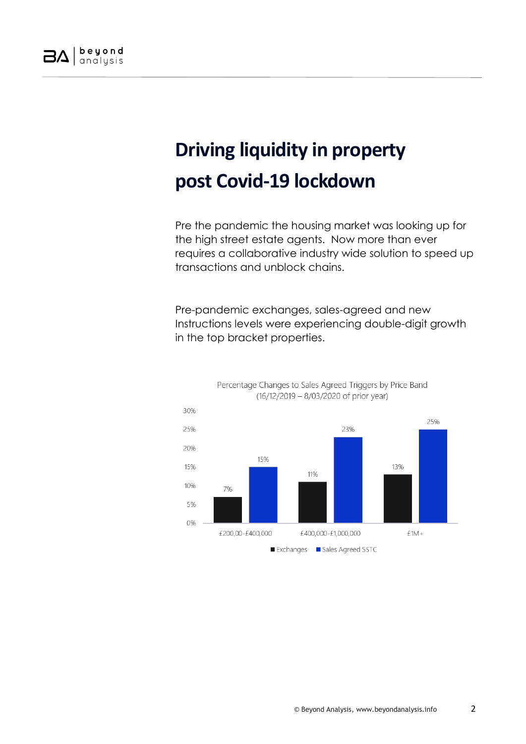# Driving liquidity in property post Covid-19 lockdown

Pre the pandemic the housing market was looking up for the high street estate agents. Now more than ever requires a collaborative industry wide solution to speed up transactions and unblock chains.

Pre-pandemic exchanges, sales-agreed and new Instructions levels were experiencing double-digit growth in the top bracket properties.

Percentage Changes to Sales Agreed Triggers by Price Band
(16/12/2019 – 8/03/2020 of prior year)

| Price Band | Exchanges | Sales Agreed SSTC |
| --- | --- | --- |
| £200,00-£400,000 | 7% | 15% |
| £400,000-£1,000,000 | 11% | 23% |
| £1M+ | 13% | 25% |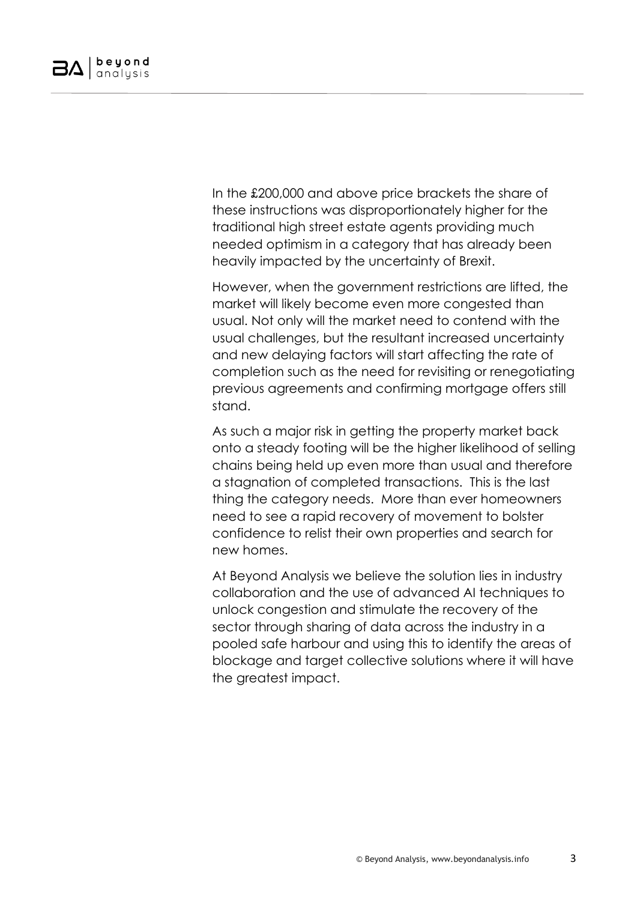In the £200,000 and above price brackets the share of these instructions was disproportionately higher for the traditional high street estate agents providing much needed optimism in a category that has already been heavily impacted by the uncertainty of Brexit.

However, when the government restrictions are lifted, the market will likely become even more congested than usual. Not only will the market need to contend with the usual challenges, but the resultant increased uncertainty and new delaying factors will start affecting the rate of completion such as the need for revisiting or renegotiating previous agreements and confirming mortgage offers still stand.

As such a major risk in getting the property market back onto a steady footing will be the higher likelihood of selling chains being held up even more than usual and therefore a stagnation of completed transactions. This is the last thing the category needs. More than ever homeowners need to see a rapid recovery of movement to bolster confidence to relist their own properties and search for new homes.

At Beyond Analysis we believe the solution lies in industry collaboration and the use of advanced AI techniques to unlock congestion and stimulate the recovery of the sector through sharing of data across the industry in a pooled safe harbour and using this to identify the areas of blockage and target collective solutions where it will have the greatest impact.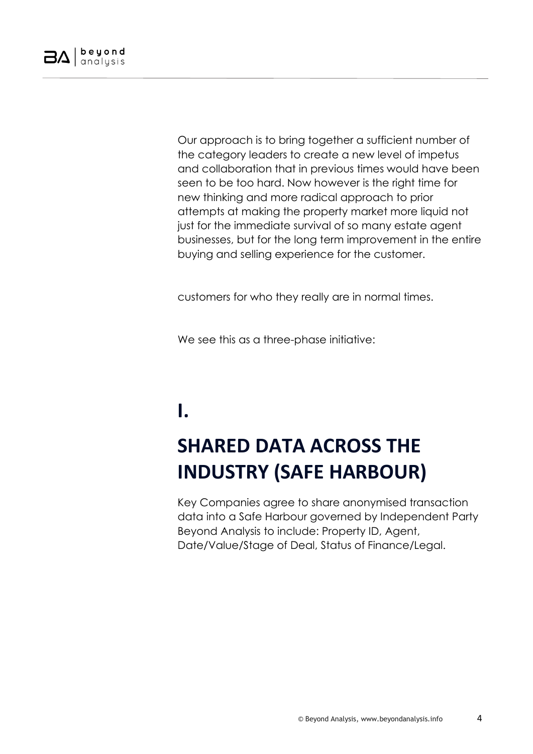Our approach is to bring together a sufficient number of the category leaders to create a new level of impetus and collaboration that in previous times would have been seen to be too hard. Now however is the right time for new thinking and more radical approach to prior attempts at making the property market more liquid not just for the immediate survival of so many estate agent businesses, but for the long term improvement in the entire buying and selling experience for the customer.

customers for who they really are in normal times.

We see this as a three-phase initiative:

# I.

# SHARED DATA ACROSS THE INDUSTRY (SAFE HARBOUR)

Key Companies agree to share anonymised transaction data into a Safe Harbour governed by Independent Party Beyond Analysis to include: Property ID, Agent, Date/Value/Stage of Deal, Status of Finance/Legal.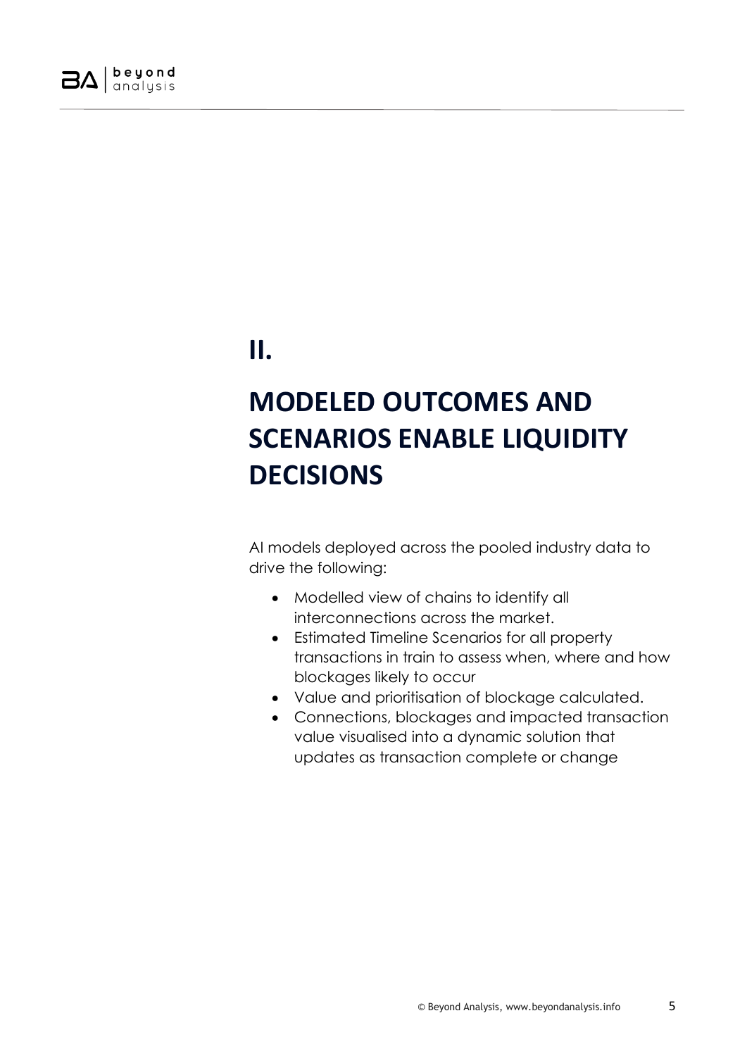# II.

# MODELED OUTCOMES AND SCENARIOS ENABLE LIQUIDITY DECISIONS

AI models deployed across the pooled industry data to drive the following:

- Modelled view of chains to identify all interconnections across the market.
- Estimated Timeline Scenarios for all property transactions in train to assess when, where and how blockages likely to occur
- Value and prioritisation of blockage calculated.
- Connections, blockages and impacted transaction value visualised into a dynamic solution that updates as transaction complete or change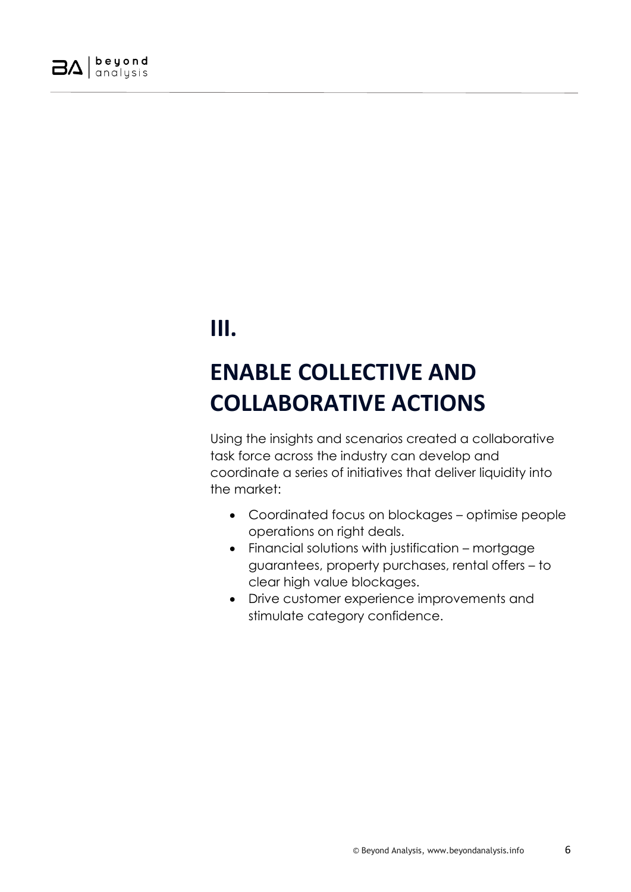# III.

# ENABLE COLLECTIVE AND COLLABORATIVE ACTIONS

Using the insights and scenarios created a collaborative task force across the industry can develop and coordinate a series of initiatives that deliver liquidity into the market:

- Coordinated focus on blockages – optimise people operations on right deals.
- Financial solutions with justification – mortgage guarantees, property purchases, rental offers – to clear high value blockages.
- Drive customer experience improvements and stimulate category confidence.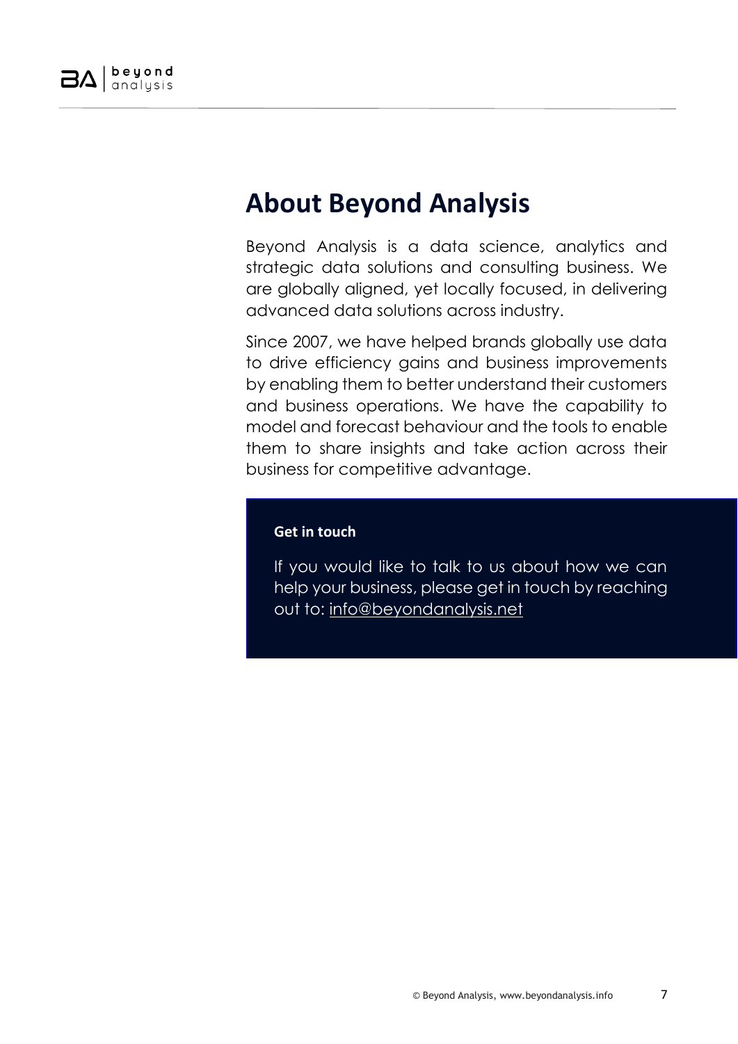# About Beyond Analysis

Beyond Analysis is a data science, analytics and strategic data solutions and consulting business. We are globally aligned, yet locally focused, in delivering advanced data solutions across industry.

Since 2007, we have helped brands globally use data to drive efficiency gains and business improvements by enabling them to better understand their customers and business operations. We have the capability to model and forecast behaviour and the tools to enable them to share insights and take action across their business for competitive advantage.

**Get in touch**

If you would like to talk to us about how we can help your business, please get in touch by reaching out to: info@beyondanalysis.net